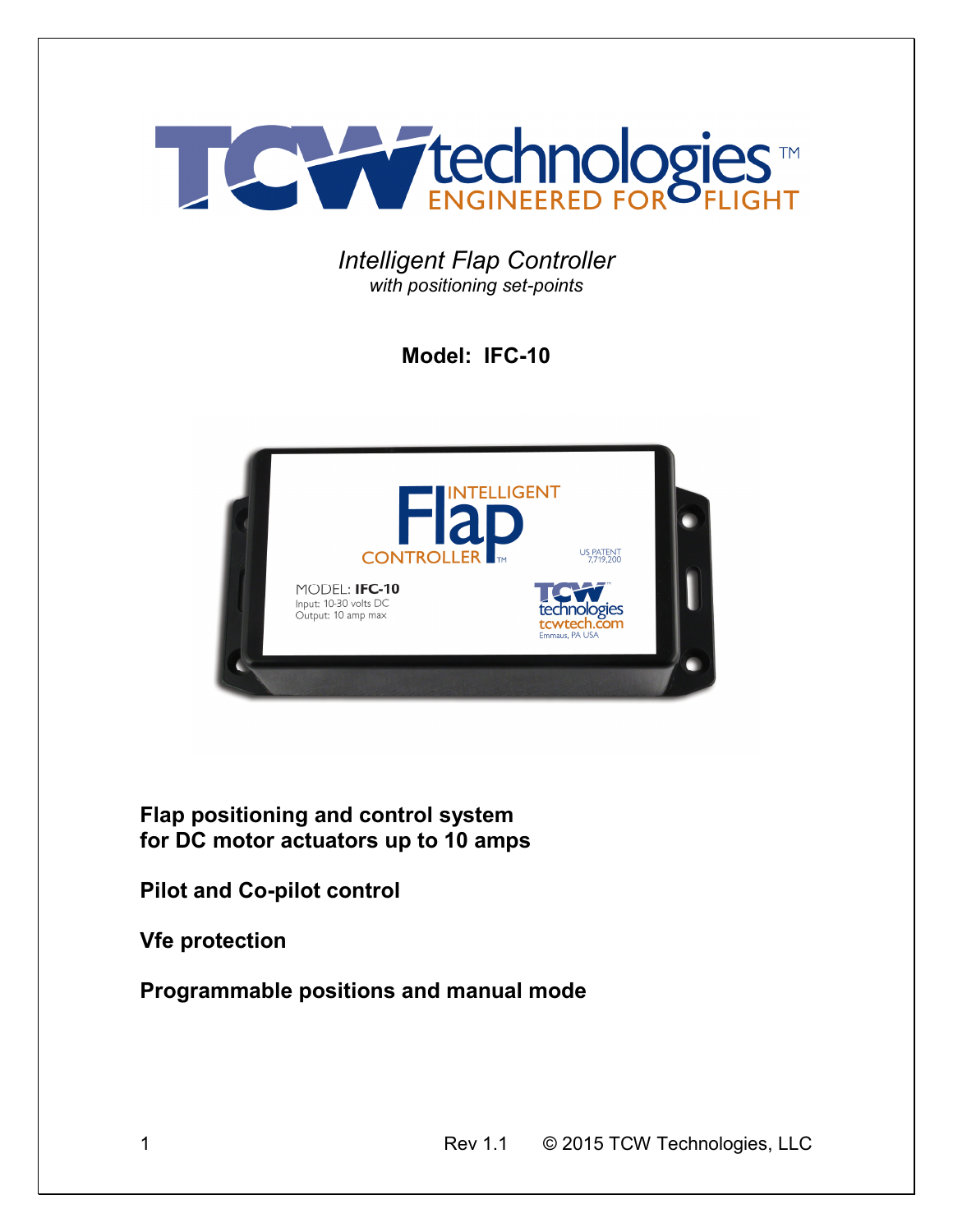# TCW technologies™

ENGINEERED FOR FLIGHT

*Intelligent Flap Controller*
*with positioning set-points*

**Model: IFC-10**

**Flap positioning and control system**
**for DC motor actuators up to 10 amps**

**Pilot and Co-pilot control**

**Vfe protection**

**Programmable positions and manual mode**

Rev 1.1 © 2015 TCW Technologies, LLC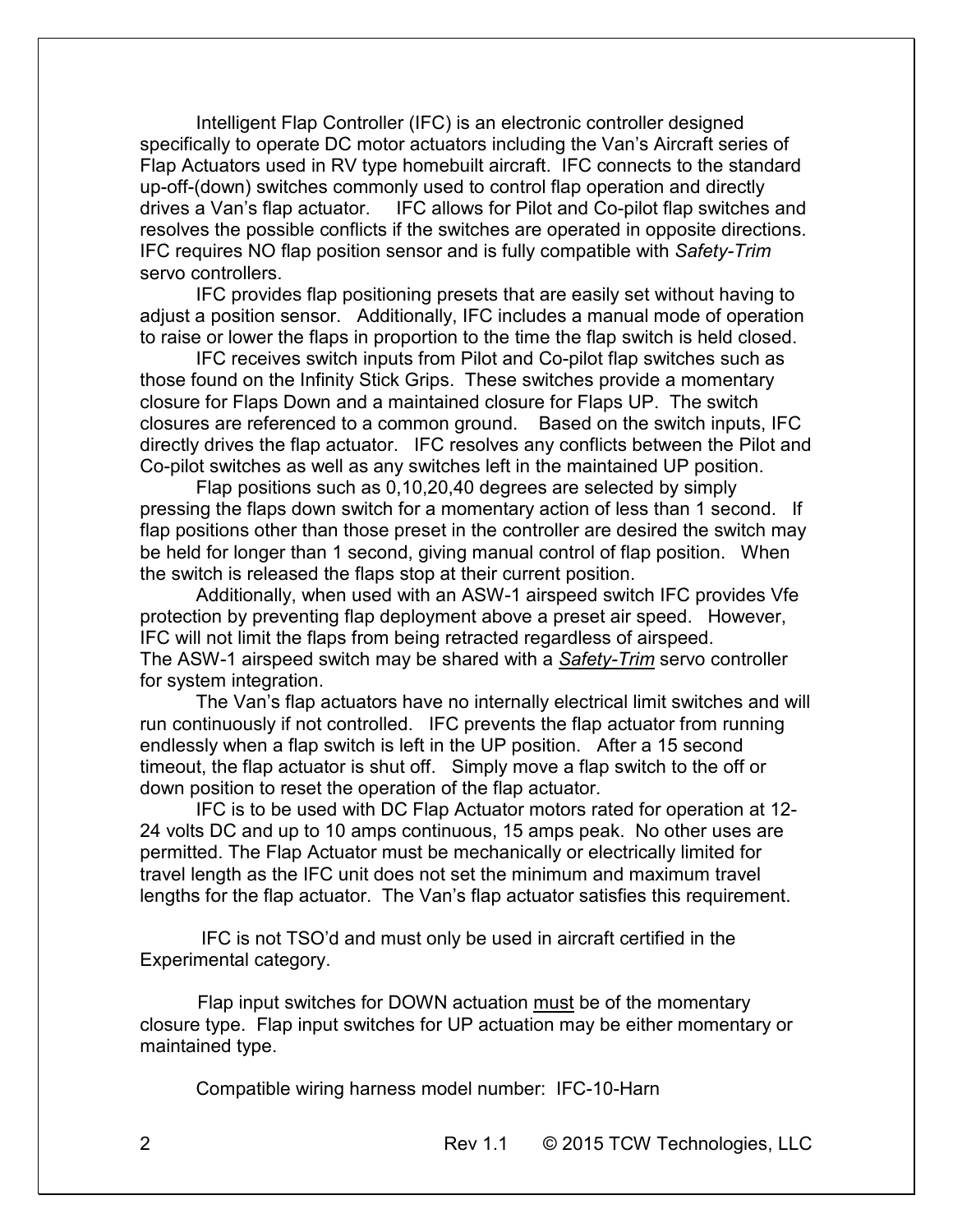Intelligent Flap Controller (IFC) is an electronic controller designed specifically to operate DC motor actuators including the Van's Aircraft series of Flap Actuators used in RV type homebuilt aircraft. IFC connects to the standard up-off-(down) switches commonly used to control flap operation and directly drives a Van's flap actuator. IFC allows for Pilot and Co-pilot flap switches and resolves the possible conflicts if the switches are operated in opposite directions. IFC requires NO flap position sensor and is fully compatible with *Safety-Trim* servo controllers.

IFC provides flap positioning presets that are easily set without having to adjust a position sensor. Additionally, IFC includes a manual mode of operation to raise or lower the flaps in proportion to the time the flap switch is held closed.

IFC receives switch inputs from Pilot and Co-pilot flap switches such as those found on the Infinity Stick Grips. These switches provide a momentary closure for Flaps Down and a maintained closure for Flaps UP. The switch closures are referenced to a common ground. Based on the switch inputs, IFC directly drives the flap actuator. IFC resolves any conflicts between the Pilot and Co-pilot switches as well as any switches left in the maintained UP position.

Flap positions such as 0,10,20,40 degrees are selected by simply pressing the flaps down switch for a momentary action of less than 1 second. If flap positions other than those preset in the controller are desired the switch may be held for longer than 1 second, giving manual control of flap position. When the switch is released the flaps stop at their current position.

Additionally, when used with an ASW-1 airspeed switch IFC provides Vfe protection by preventing flap deployment above a preset air speed. However, IFC will not limit the flaps from being retracted regardless of airspeed. The ASW-1 airspeed switch may be shared with a <u>*Safety-Trim*</u> servo controller for system integration.

The Van's flap actuators have no internally electrical limit switches and will run continuously if not controlled. IFC prevents the flap actuator from running endlessly when a flap switch is left in the UP position. After a 15 second timeout, the flap actuator is shut off. Simply move a flap switch to the off or down position to reset the operation of the flap actuator.

IFC is to be used with DC Flap Actuator motors rated for operation at 12-24 volts DC and up to 10 amps continuous, 15 amps peak. No other uses are permitted. The Flap Actuator must be mechanically or electrically limited for travel length as the IFC unit does not set the minimum and maximum travel lengths for the flap actuator. The Van's flap actuator satisfies this requirement.

IFC is not TSO'd and must only be used in aircraft certified in the Experimental category.

Flap input switches for DOWN actuation <u>must</u> be of the momentary closure type. Flap input switches for UP actuation may be either momentary or maintained type.

Compatible wiring harness model number: IFC-10-Harn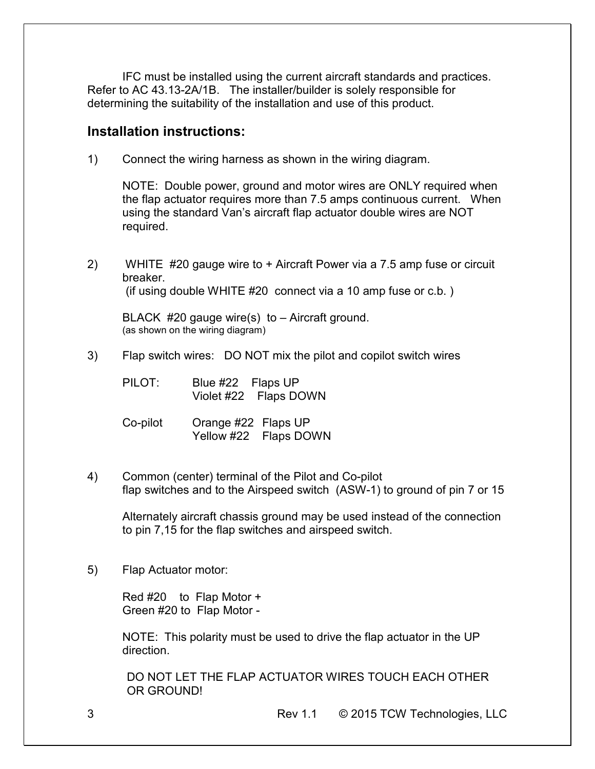IFC must be installed using the current aircraft standards and practices. Refer to AC 43.13-2A/1B. The installer/builder is solely responsible for determining the suitability of the installation and use of this product.

## Installation instructions:

1) Connect the wiring harness as shown in the wiring diagram.

   NOTE: Double power, ground and motor wires are ONLY required when the flap actuator requires more than 7.5 amps continuous current. When using the standard Van's aircraft flap actuator double wires are NOT required.

2) WHITE #20 gauge wire to + Aircraft Power via a 7.5 amp fuse or circuit breaker.
   (if using double WHITE #20 connect via a 10 amp fuse or c.b. )

   BLACK #20 gauge wire(s) to – Aircraft ground.
   (as shown on the wiring diagram)

3) Flap switch wires: DO NOT mix the pilot and copilot switch wires

   PILOT: Blue #22 Flaps UP
   Violet #22 Flaps DOWN

   Co-pilot Orange #22 Flaps UP
   Yellow #22 Flaps DOWN

4) Common (center) terminal of the Pilot and Co-pilot flap switches and to the Airspeed switch (ASW-1) to ground of pin 7 or 15

   Alternately aircraft chassis ground may be used instead of the connection to pin 7,15 for the flap switches and airspeed switch.

5) Flap Actuator motor:

   Red #20 to Flap Motor +
   Green #20 to Flap Motor -

   NOTE: This polarity must be used to drive the flap actuator in the UP direction.

   DO NOT LET THE FLAP ACTUATOR WIRES TOUCH EACH OTHER OR GROUND!

Rev 1.1 © 2015 TCW Technologies, LLC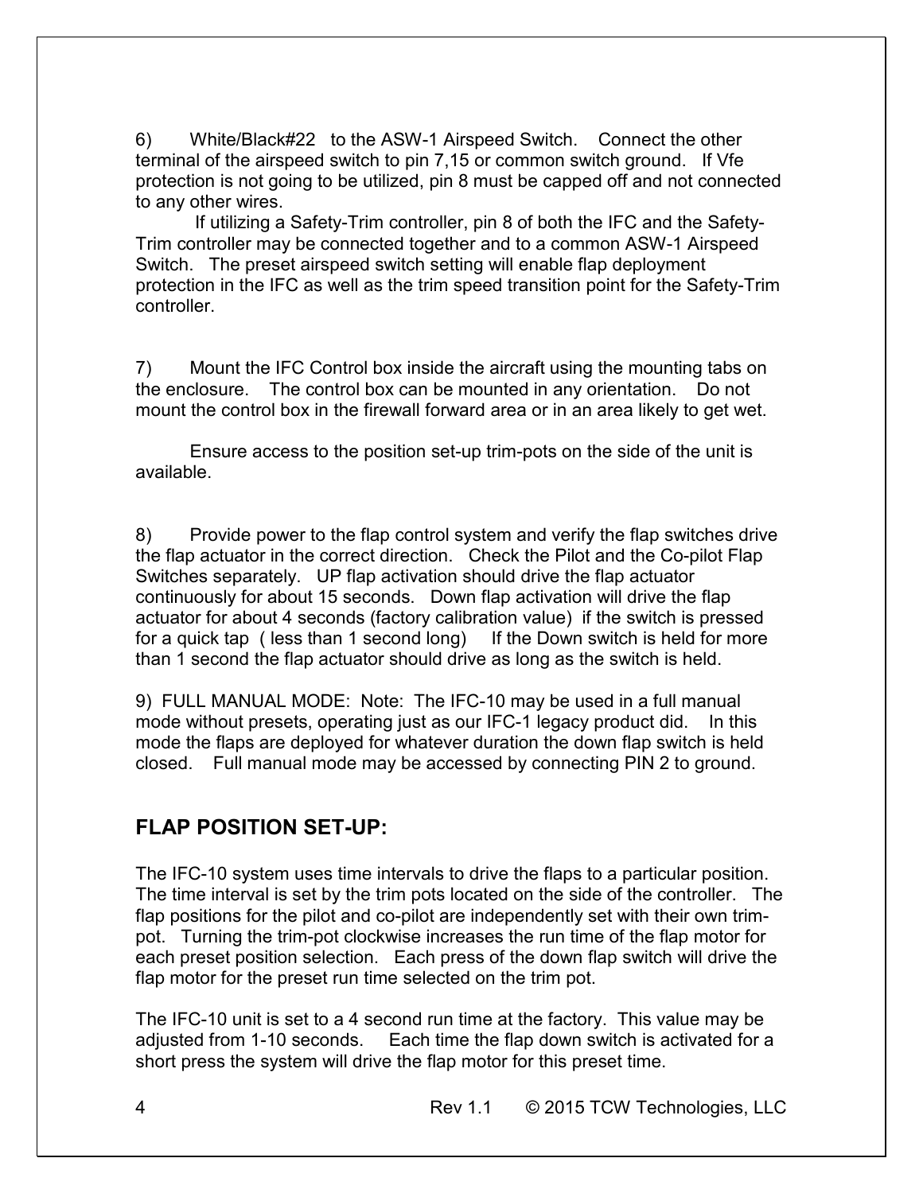6) White/Black#22 to the ASW-1 Airspeed Switch. Connect the other terminal of the airspeed switch to pin 7,15 or common switch ground. If Vfe protection is not going to be utilized, pin 8 must be capped off and not connected to any other wires.

If utilizing a Safety-Trim controller, pin 8 of both the IFC and the Safety-Trim controller may be connected together and to a common ASW-1 Airspeed Switch. The preset airspeed switch setting will enable flap deployment protection in the IFC as well as the trim speed transition point for the Safety-Trim controller.

7) Mount the IFC Control box inside the aircraft using the mounting tabs on the enclosure. The control box can be mounted in any orientation. Do not mount the control box in the firewall forward area or in an area likely to get wet.

Ensure access to the position set-up trim-pots on the side of the unit is available.

8) Provide power to the flap control system and verify the flap switches drive the flap actuator in the correct direction. Check the Pilot and the Co-pilot Flap Switches separately. UP flap activation should drive the flap actuator continuously for about 15 seconds. Down flap activation will drive the flap actuator for about 4 seconds (factory calibration value) if the switch is pressed for a quick tap ( less than 1 second long) If the Down switch is held for more than 1 second the flap actuator should drive as long as the switch is held.

9) FULL MANUAL MODE: Note: The IFC-10 may be used in a full manual mode without presets, operating just as our IFC-1 legacy product did. In this mode the flaps are deployed for whatever duration the down flap switch is held closed. Full manual mode may be accessed by connecting PIN 2 to ground.

## FLAP POSITION SET-UP:

The IFC-10 system uses time intervals to drive the flaps to a particular position. The time interval is set by the trim pots located on the side of the controller. The flap positions for the pilot and co-pilot are independently set with their own trim-pot. Turning the trim-pot clockwise increases the run time of the flap motor for each preset position selection. Each press of the down flap switch will drive the flap motor for the preset run time selected on the trim pot.

The IFC-10 unit is set to a 4 second run time at the factory. This value may be adjusted from 1-10 seconds. Each time the flap down switch is activated for a short press the system will drive the flap motor for this preset time.

Rev 1.1 © 2015 TCW Technologies, LLC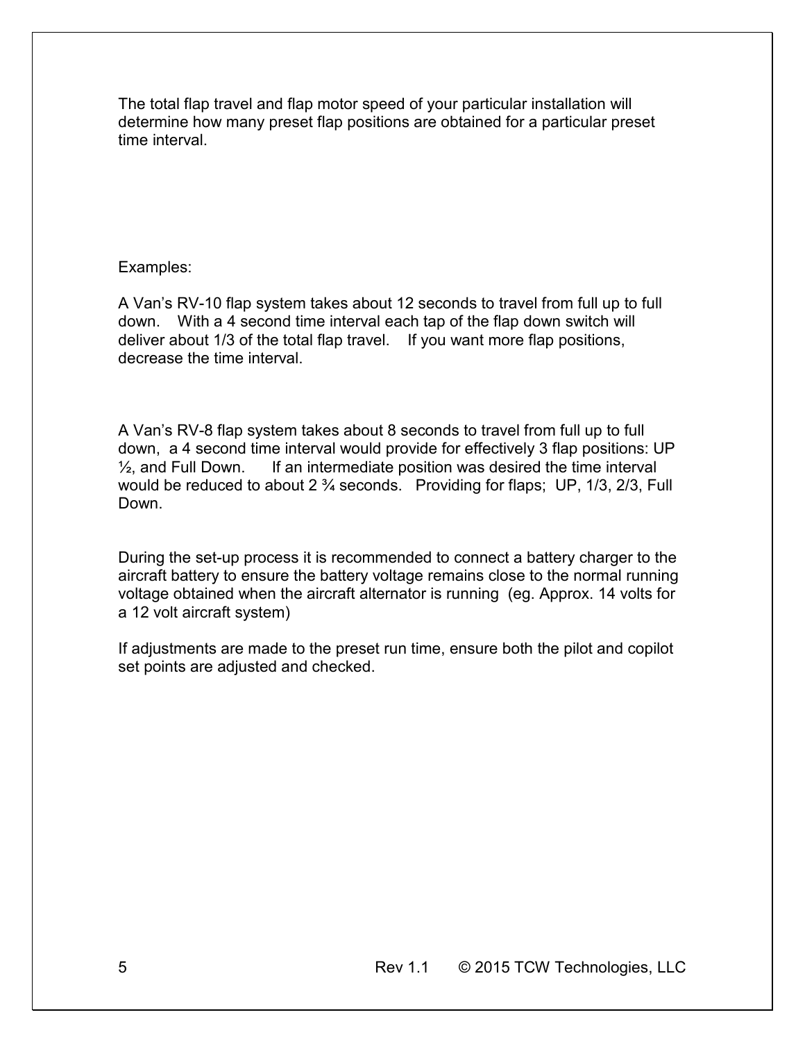The total flap travel and flap motor speed of your particular installation will determine how many preset flap positions are obtained for a particular preset time interval.

Examples:

A Van's RV-10 flap system takes about 12 seconds to travel from full up to full down. With a 4 second time interval each tap of the flap down switch will deliver about 1/3 of the total flap travel. If you want more flap positions, decrease the time interval.

A Van's RV-8 flap system takes about 8 seconds to travel from full up to full down, a 4 second time interval would provide for effectively 3 flap positions: UP ½, and Full Down. If an intermediate position was desired the time interval would be reduced to about 2 ¾ seconds. Providing for flaps; UP, 1/3, 2/3, Full Down.

During the set-up process it is recommended to connect a battery charger to the aircraft battery to ensure the battery voltage remains close to the normal running voltage obtained when the aircraft alternator is running (eg. Approx. 14 volts for a 12 volt aircraft system)

If adjustments are made to the preset run time, ensure both the pilot and copilot set points are adjusted and checked.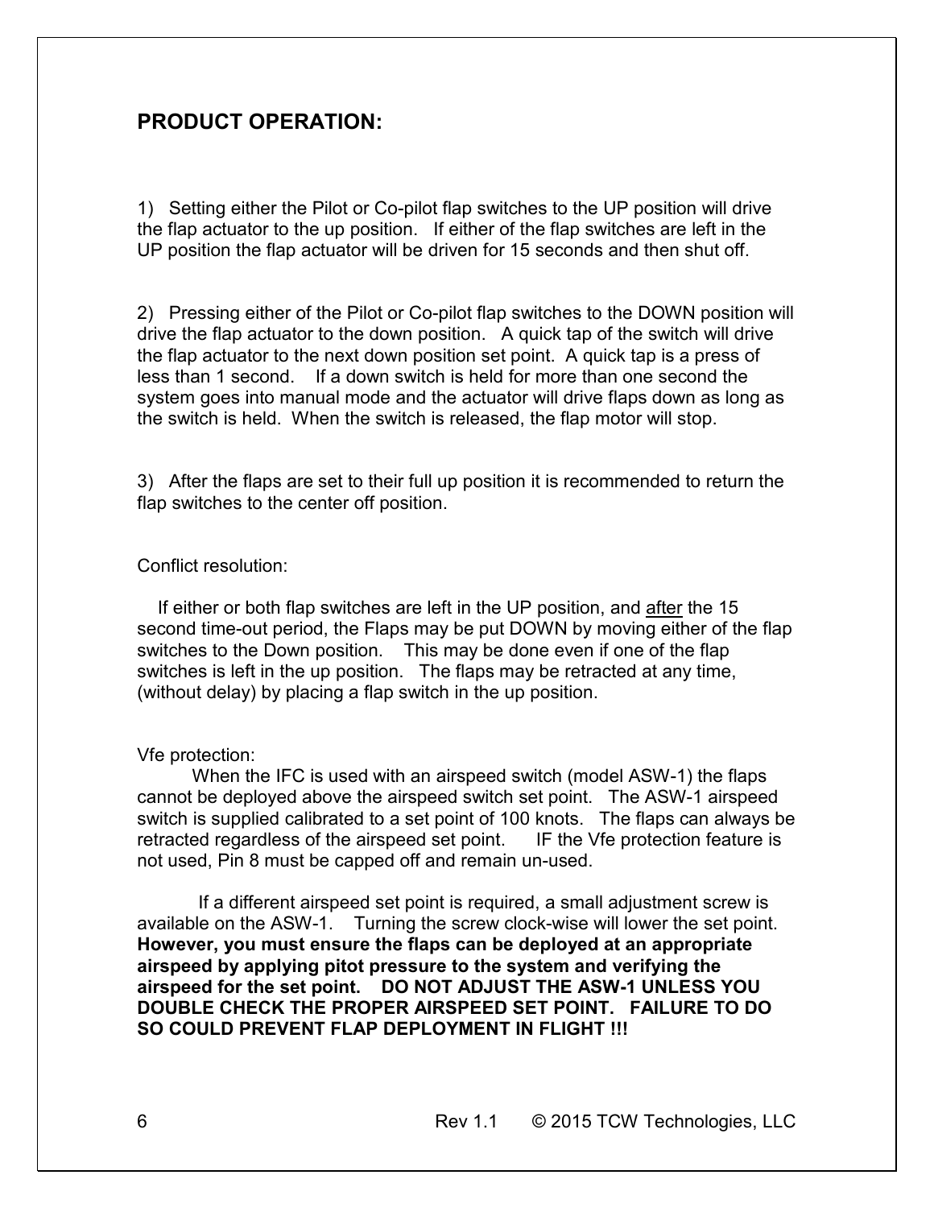## PRODUCT OPERATION:

1) Setting either the Pilot or Co-pilot flap switches to the UP position will drive the flap actuator to the up position. If either of the flap switches are left in the UP position the flap actuator will be driven for 15 seconds and then shut off.

2) Pressing either of the Pilot or Co-pilot flap switches to the DOWN position will drive the flap actuator to the down position. A quick tap of the switch will drive the flap actuator to the next down position set point. A quick tap is a press of less than 1 second. If a down switch is held for more than one second the system goes into manual mode and the actuator will drive flaps down as long as the switch is held. When the switch is released, the flap motor will stop.

3) After the flaps are set to their full up position it is recommended to return the flap switches to the center off position.

Conflict resolution:

If either or both flap switches are left in the UP position, and <u>after</u> the 15 second time-out period, the Flaps may be put DOWN by moving either of the flap switches to the Down position. This may be done even if one of the flap switches is left in the up position. The flaps may be retracted at any time, (without delay) by placing a flap switch in the up position.

Vfe protection:

When the IFC is used with an airspeed switch (model ASW-1) the flaps cannot be deployed above the airspeed switch set point. The ASW-1 airspeed switch is supplied calibrated to a set point of 100 knots. The flaps can always be retracted regardless of the airspeed set point. IF the Vfe protection feature is not used, Pin 8 must be capped off and remain un-used.

If a different airspeed set point is required, a small adjustment screw is available on the ASW-1. Turning the screw clock-wise will lower the set point. **However, you must ensure the flaps can be deployed at an appropriate airspeed by applying pitot pressure to the system and verifying the airspeed for the set point. DO NOT ADJUST THE ASW-1 UNLESS YOU DOUBLE CHECK THE PROPER AIRSPEED SET POINT. FAILURE TO DO SO COULD PREVENT FLAP DEPLOYMENT IN FLIGHT !!!**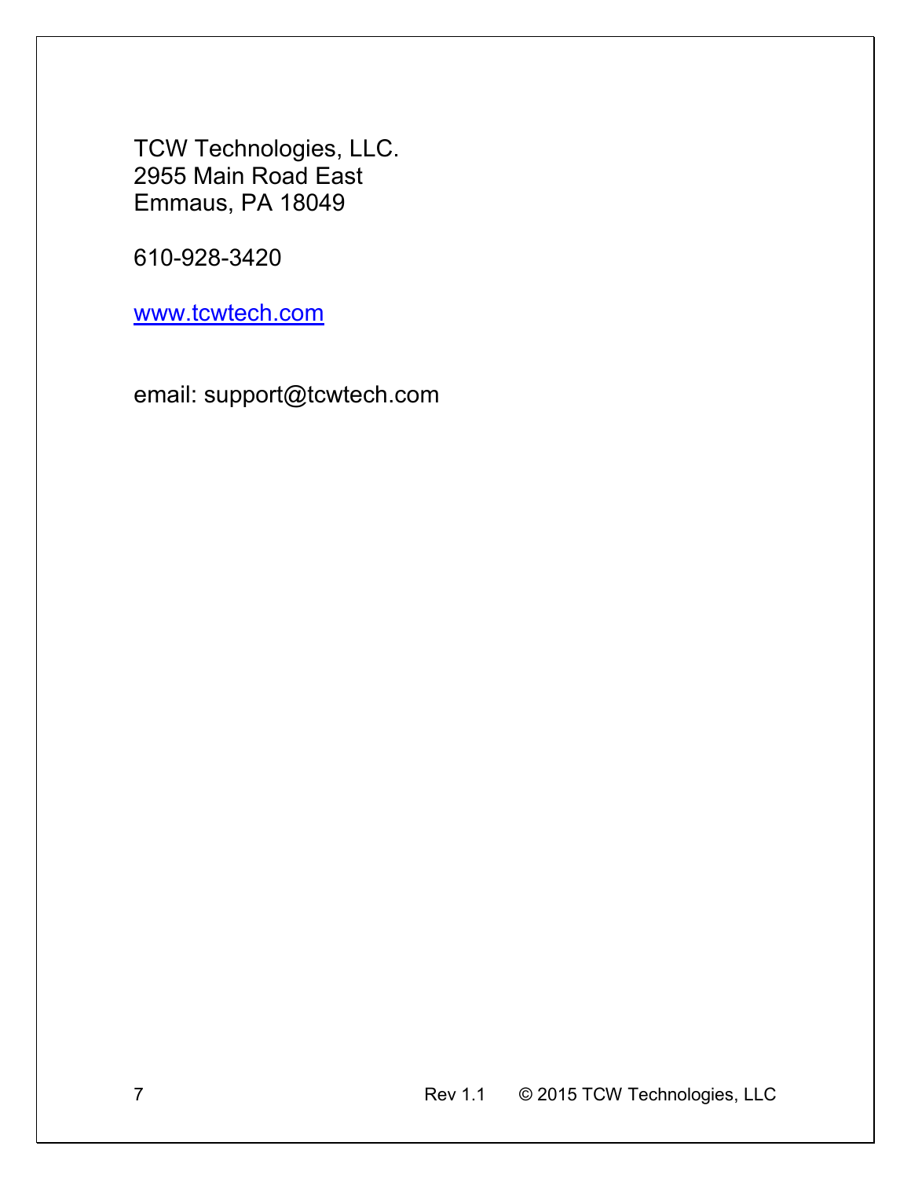TCW Technologies, LLC.  
2955 Main Road East  
Emmaus, PA 18049

610-928-3420

[www.tcwtech.com](http://www.tcwtech.com)

email: support@tcwtech.com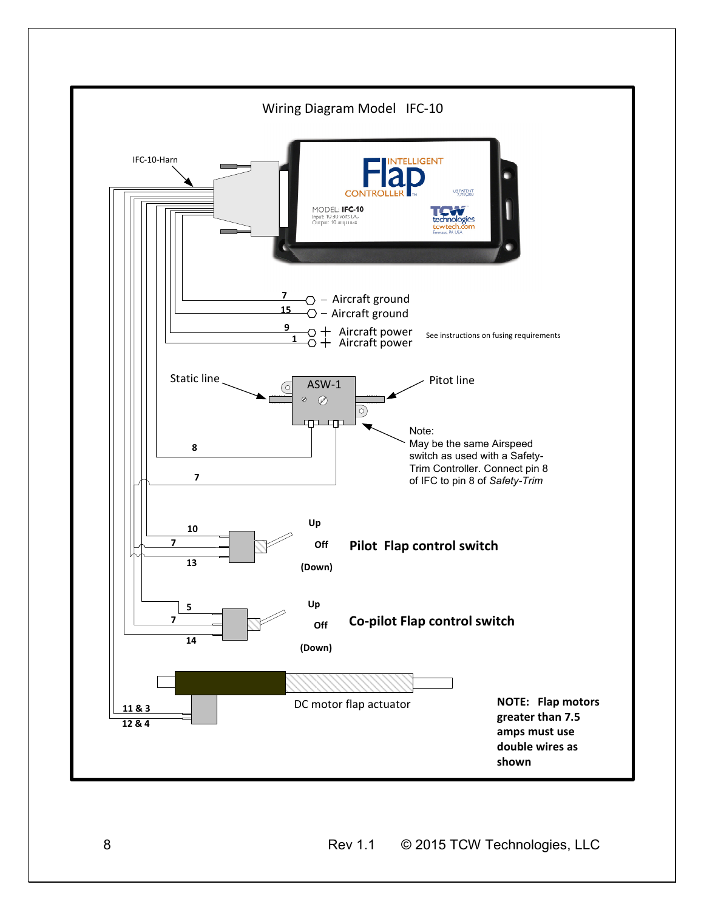Wiring Diagram Model IFC-10

IFC-10-Harn

Flap INTELLIGENT CONTROLLER

MODEL: IFC-10
Input: 10-30 volts DC
Output: 10 amp max

TCW technologies
tcwtech.com

7 – Aircraft ground

15 – Aircraft ground

9 + Aircraft power

1 + Aircraft power

See instructions on fusing requirements

Static line

ASW-1

Pitot line

8

7

Note:
May be the same Airspeed switch as used with a Safety-Trim Controller. Connect pin 8 of IFC to pin 8 of *Safety-Trim*

10

7

13

Up

Off

(Down)

**Pilot Flap control switch**

5

7

14

Up

Off

(Down)

**Co-pilot Flap control switch**

11 & 3

12 & 4

DC motor flap actuator

**NOTE: Flap motors greater than 7.5 amps must use double wires as shown**

Rev 1.1 © 2015 TCW Technologies, LLC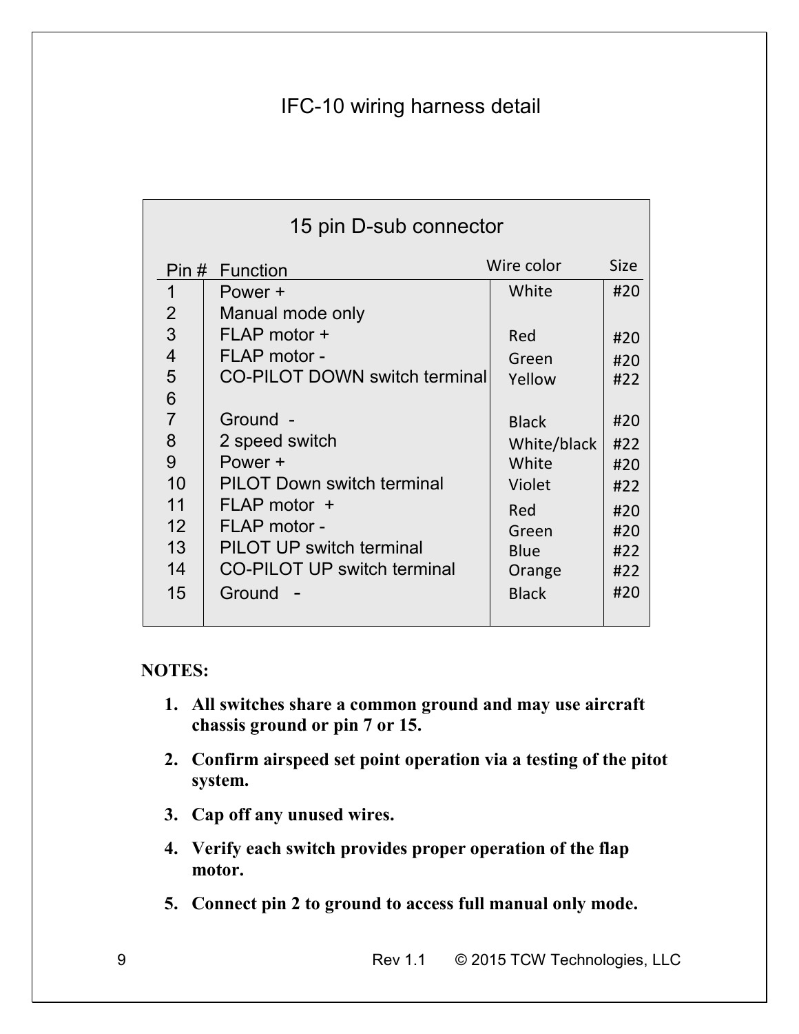# IFC-10 wiring harness detail

| 15 pin D-sub connector | | | |
|---|---|---|---|
| Pin # | Function | Wire color | Size |
| 1 | Power + | White | #20 |
| 2 | Manual mode only | | |
| 3 | FLAP motor + | Red | #20 |
| 4 | FLAP motor - | Green | #20 |
| 5 | CO-PILOT DOWN switch terminal | Yellow | #22 |
| 6 | | | |
| 7 | Ground - | Black | #20 |
| 8 | 2 speed switch | White/black | #22 |
| 9 | Power + | White | #20 |
| 10 | PILOT Down switch terminal | Violet | #22 |
| 11 | FLAP motor + | Red | #20 |
| 12 | FLAP motor - | Green | #20 |
| 13 | PILOT UP switch terminal | Blue | #22 |
| 14 | CO-PILOT UP switch terminal | Orange | #22 |
| 15 | Ground - | Black | #20 |

**NOTES:**

1. **All switches share a common ground and may use aircraft chassis ground or pin 7 or 15.**
2. **Confirm airspeed set point operation via a testing of the pitot system.**
3. **Cap off any unused wires.**
4. **Verify each switch provides proper operation of the flap motor.**
5. **Connect pin 2 to ground to access full manual only mode.**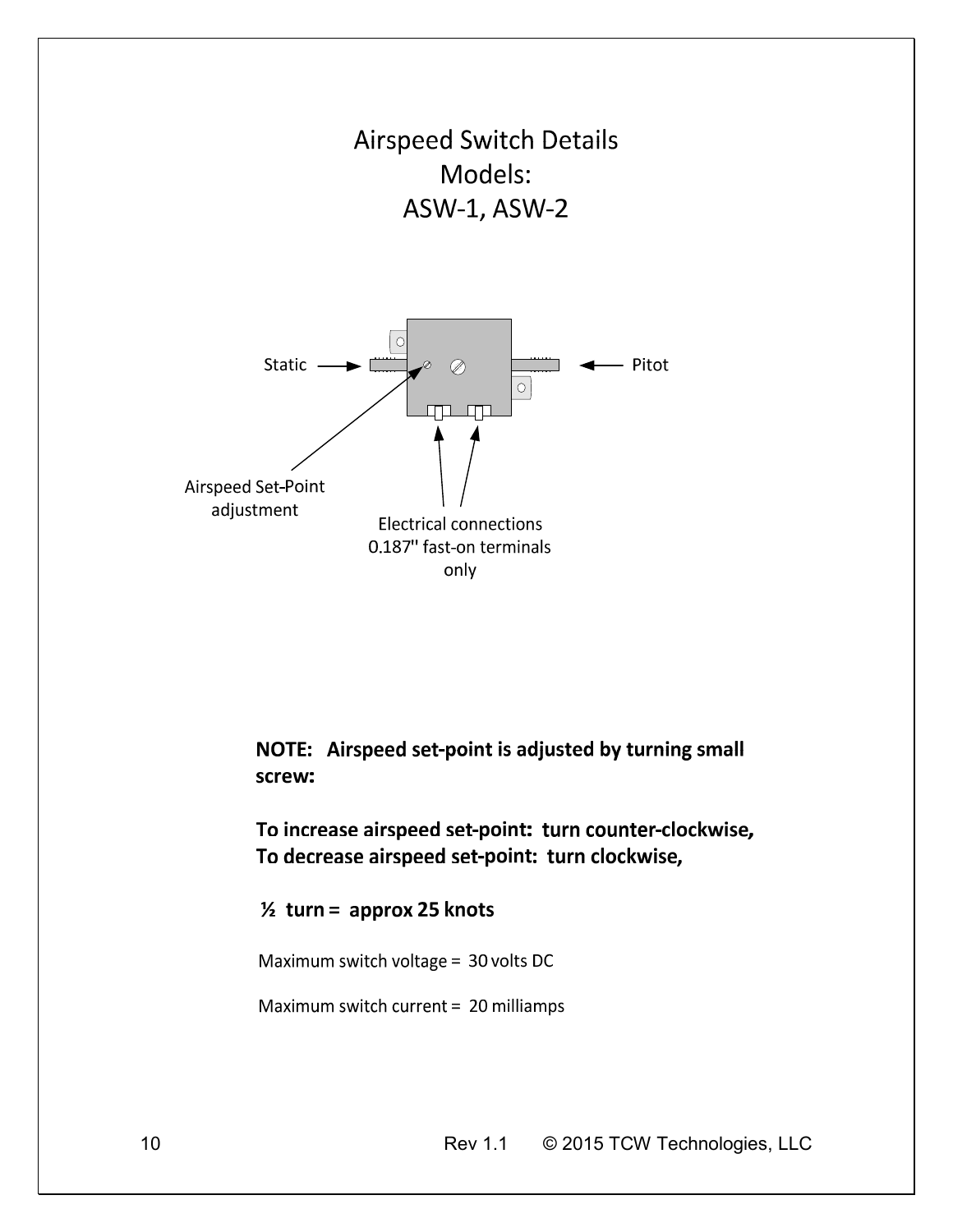# Airspeed Switch Details
## Models:
## ASW-1, ASW-2

Static

Pitot

Airspeed Set-Point adjustment

Electrical connections
0.187" fast-on terminals only

**NOTE: Airspeed set-point is adjusted by turning small screw:**

**To increase airspeed set-point: turn counter-clockwise,**
**To decrease airspeed set-point: turn clockwise,**

**½ turn = approx 25 knots**

Maximum switch voltage = 30 volts DC

Maximum switch current = 20 milliamps

Rev 1.1 © 2015 TCW Technologies, LLC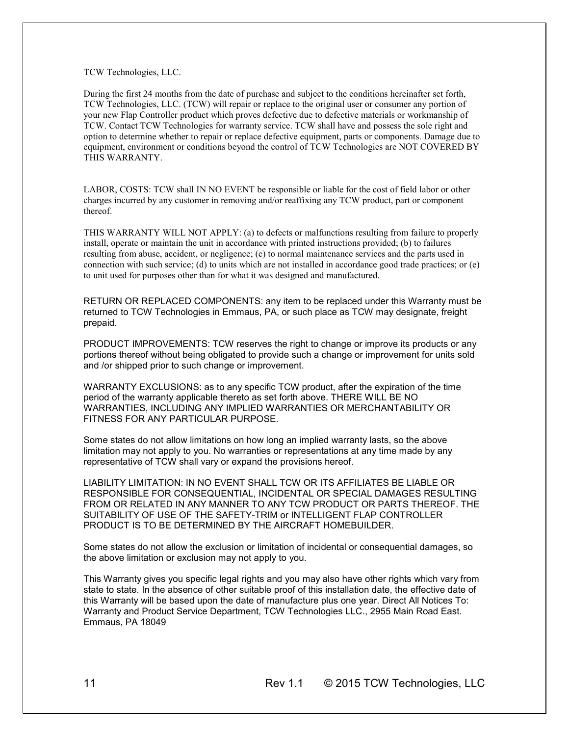TCW Technologies, LLC.

During the first 24 months from the date of purchase and subject to the conditions hereinafter set forth, TCW Technologies, LLC. (TCW) will repair or replace to the original user or consumer any portion of your new Flap Controller product which proves defective due to defective materials or workmanship of TCW. Contact TCW Technologies for warranty service. TCW shall have and possess the sole right and option to determine whether to repair or replace defective equipment, parts or components. Damage due to equipment, environment or conditions beyond the control of TCW Technologies are NOT COVERED BY THIS WARRANTY.

LABOR, COSTS: TCW shall IN NO EVENT be responsible or liable for the cost of field labor or other charges incurred by any customer in removing and/or reaffixing any TCW product, part or component thereof.

THIS WARRANTY WILL NOT APPLY: (a) to defects or malfunctions resulting from failure to properly install, operate or maintain the unit in accordance with printed instructions provided; (b) to failures resulting from abuse, accident, or negligence; (c) to normal maintenance services and the parts used in connection with such service; (d) to units which are not installed in accordance good trade practices; or (e) to unit used for purposes other than for what it was designed and manufactured.

RETURN OR REPLACED COMPONENTS: any item to be replaced under this Warranty must be returned to TCW Technologies in Emmaus, PA, or such place as TCW may designate, freight prepaid.

PRODUCT IMPROVEMENTS: TCW reserves the right to change or improve its products or any portions thereof without being obligated to provide such a change or improvement for units sold and /or shipped prior to such change or improvement.

WARRANTY EXCLUSIONS: as to any specific TCW product, after the expiration of the time period of the warranty applicable thereto as set forth above. THERE WILL BE NO WARRANTIES, INCLUDING ANY IMPLIED WARRANTIES OR MERCHANTABILITY OR FITNESS FOR ANY PARTICULAR PURPOSE.

Some states do not allow limitations on how long an implied warranty lasts, so the above limitation may not apply to you. No warranties or representations at any time made by any representative of TCW shall vary or expand the provisions hereof.

LIABILITY LIMITATION: IN NO EVENT SHALL TCW OR ITS AFFILIATES BE LIABLE OR RESPONSIBLE FOR CONSEQUENTIAL, INCIDENTAL OR SPECIAL DAMAGES RESULTING FROM OR RELATED IN ANY MANNER TO ANY TCW PRODUCT OR PARTS THEREOF. THE SUITABILITY OF USE OF THE SAFETY-TRIM or INTELLIGENT FLAP CONTROLLER PRODUCT IS TO BE DETERMINED BY THE AIRCRAFT HOMEBUILDER.

Some states do not allow the exclusion or limitation of incidental or consequential damages, so the above limitation or exclusion may not apply to you.

This Warranty gives you specific legal rights and you may also have other rights which vary from state to state. In the absence of other suitable proof of this installation date, the effective date of this Warranty will be based upon the date of manufacture plus one year. Direct All Notices To: Warranty and Product Service Department, TCW Technologies LLC., 2955 Main Road East. Emmaus, PA 18049